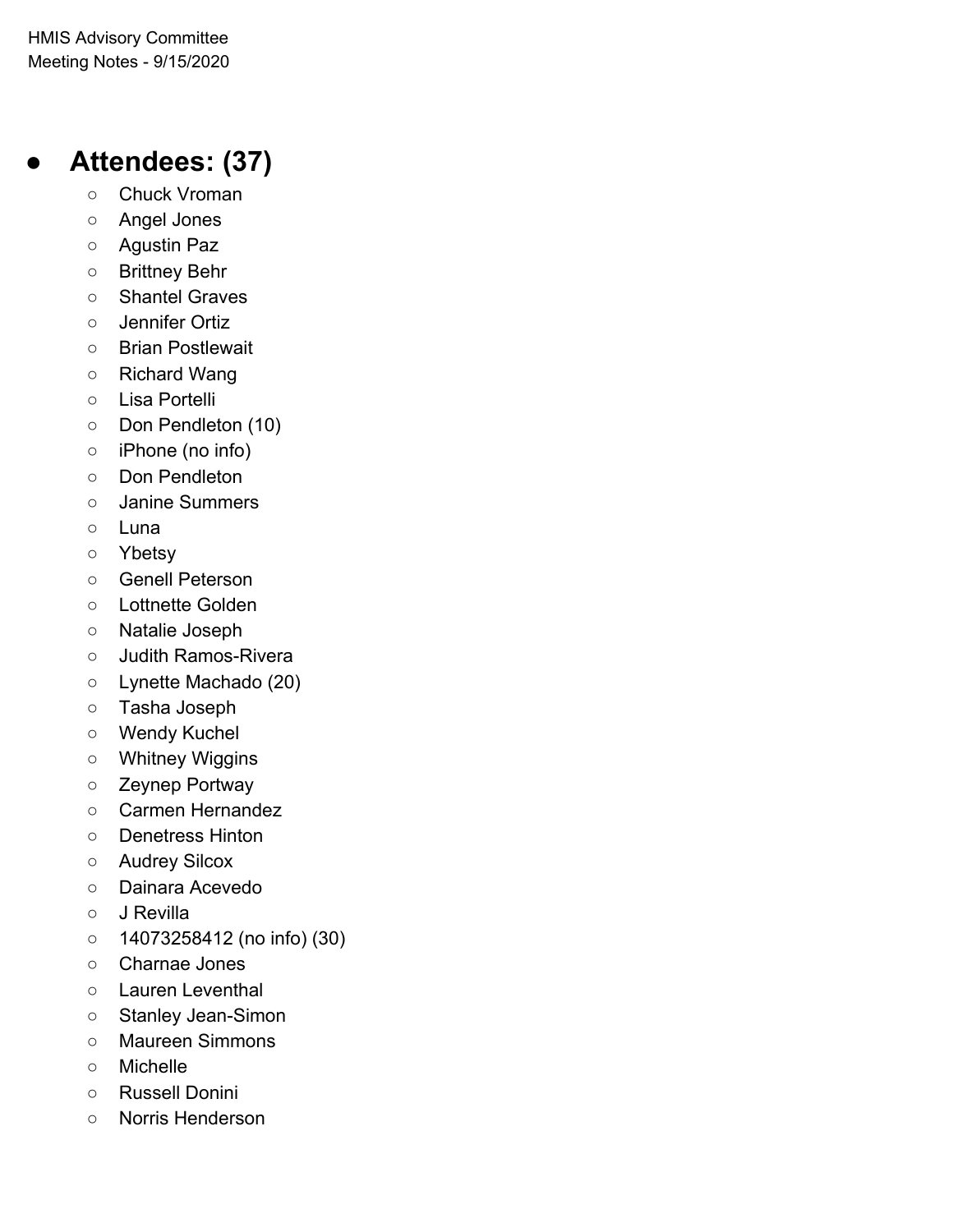HMIS Advisory Committee
Meeting Notes - 9/15/2020

- ## Attendees: (37)
  - Chuck Vroman
  - Angel Jones
  - Agustin Paz
  - Brittney Behr
  - Shantel Graves
  - Jennifer Ortiz
  - Brian Postlewait
  - Richard Wang
  - Lisa Portelli
  - Don Pendleton (10)
  - iPhone (no info)
  - Don Pendleton
  - Janine Summers
  - Luna
  - Ybetsy
  - Genell Peterson
  - Lottnette Golden
  - Natalie Joseph
  - Judith Ramos-Rivera
  - Lynette Machado (20)
  - Tasha Joseph
  - Wendy Kuchel
  - Whitney Wiggins
  - Zeynep Portway
  - Carmen Hernandez
  - Denetress Hinton
  - Audrey Silcox
  - Dainara Acevedo
  - J Revilla
  - 14073258412 (no info) (30)
  - Charnae Jones
  - Lauren Leventhal
  - Stanley Jean-Simon
  - Maureen Simmons
  - Michelle
  - Russell Donini
  - Norris Henderson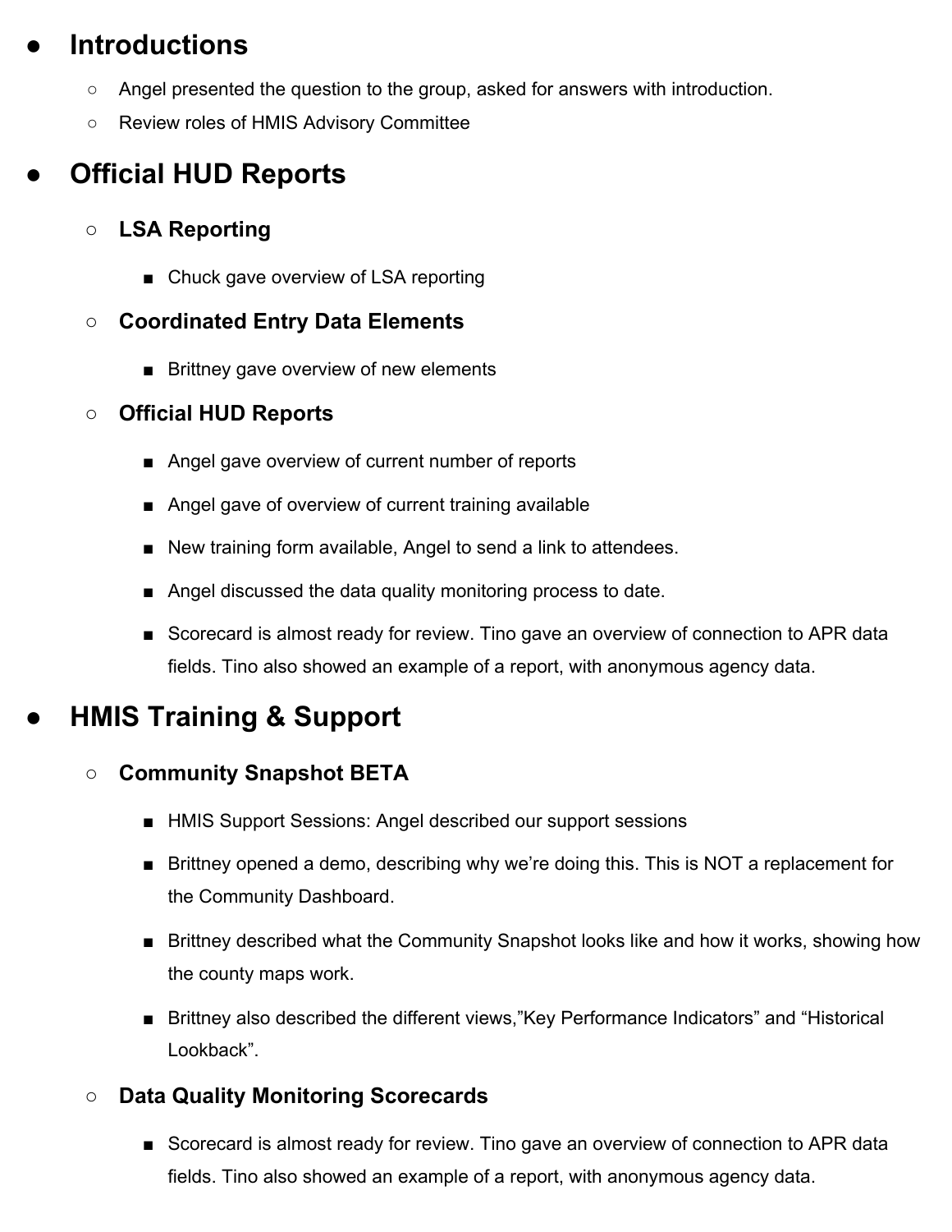- **Introductions**
  - Angel presented the question to the group, asked for answers with introduction.
  - Review roles of HMIS Advisory Committee

- **Official HUD Reports**
  - **LSA Reporting**
    - Chuck gave overview of LSA reporting
  - **Coordinated Entry Data Elements**
    - Brittney gave overview of new elements
  - **Official HUD Reports**
    - Angel gave overview of current number of reports
    - Angel gave of overview of current training available
    - New training form available, Angel to send a link to attendees.
    - Angel discussed the data quality monitoring process to date.
    - Scorecard is almost ready for review. Tino gave an overview of connection to APR data fields. Tino also showed an example of a report, with anonymous agency data.

- **HMIS Training & Support**
  - **Community Snapshot BETA**
    - HMIS Support Sessions: Angel described our support sessions
    - Brittney opened a demo, describing why we're doing this. This is NOT a replacement for the Community Dashboard.
    - Brittney described what the Community Snapshot looks like and how it works, showing how the county maps work.
    - Brittney also described the different views,"Key Performance Indicators" and "Historical Lookback".
  - **Data Quality Monitoring Scorecards**
    - Scorecard is almost ready for review. Tino gave an overview of connection to APR data fields. Tino also showed an example of a report, with anonymous agency data.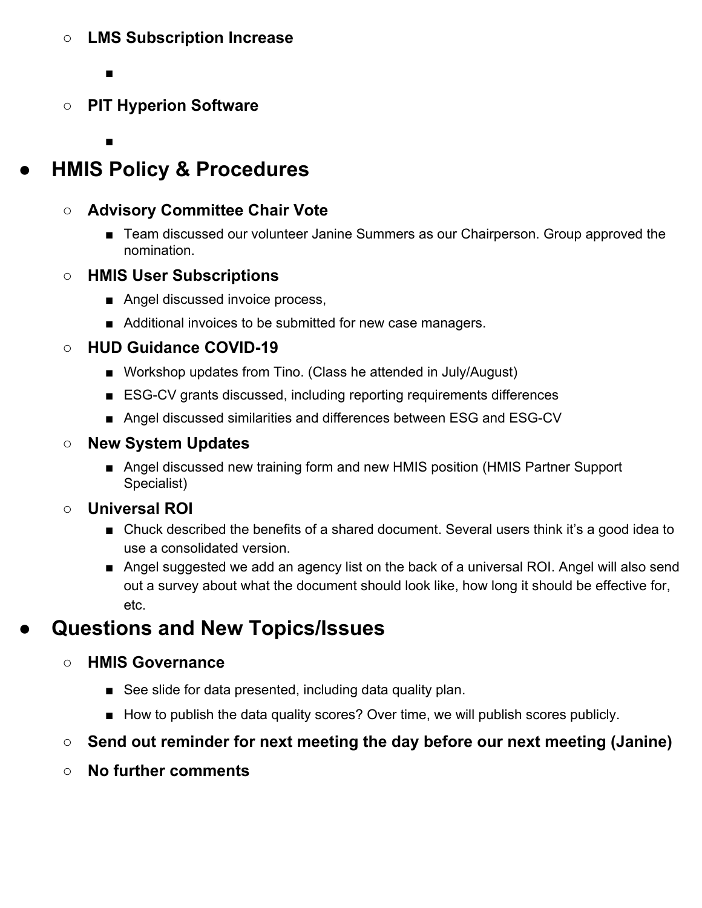- **LMS Subscription Increase**
  -
- **PIT Hyperion Software**
  -

- ## HMIS Policy & Procedures

  - **Advisory Committee Chair Vote**
    - Team discussed our volunteer Janine Summers as our Chairperson. Group approved the nomination.
  - **HMIS User Subscriptions**
    - Angel discussed invoice process,
    - Additional invoices to be submitted for new case managers.
  - **HUD Guidance COVID-19**
    - Workshop updates from Tino. (Class he attended in July/August)
    - ESG-CV grants discussed, including reporting requirements differences
    - Angel discussed similarities and differences between ESG and ESG-CV
  - **New System Updates**
    - Angel discussed new training form and new HMIS position (HMIS Partner Support Specialist)
  - **Universal ROI**
    - Chuck described the benefits of a shared document. Several users think it's a good idea to use a consolidated version.
    - Angel suggested we add an agency list on the back of a universal ROI. Angel will also send out a survey about what the document should look like, how long it should be effective for, etc.

- ## Questions and New Topics/Issues

  - **HMIS Governance**
    - See slide for data presented, including data quality plan.
    - How to publish the data quality scores? Over time, we will publish scores publicly.
  - **Send out reminder for next meeting the day before our next meeting (Janine)**
  - **No further comments**